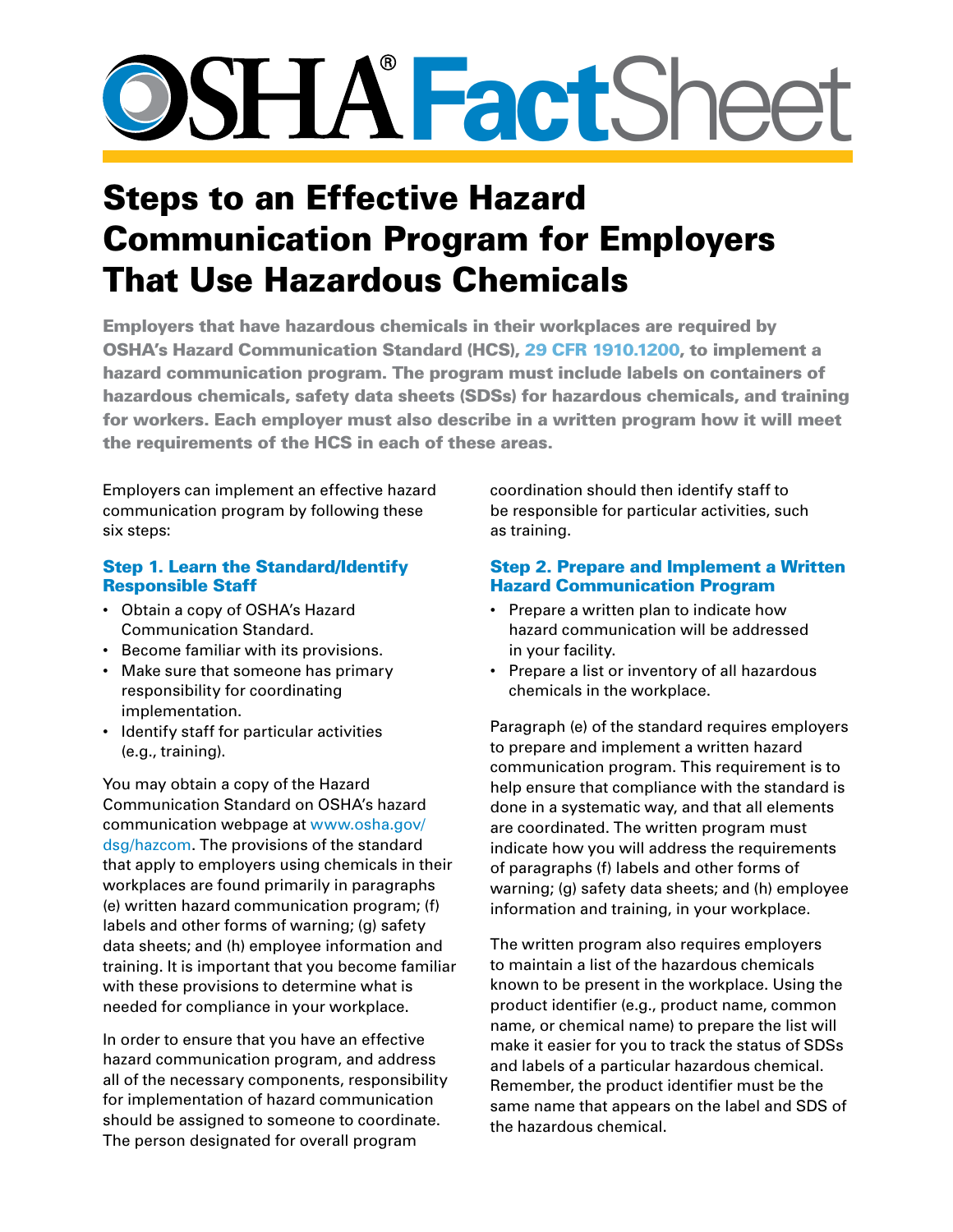# OSHA FactSheet

## Steps to an Effective Hazard Communication Program for Employers That Use Hazardous Chemicals

**Employers that have hazardous chemicals in their workplaces are required by OSHA's Hazard Communication Standard (HCS), 29 CFR 1910.1200, to implement a hazard communication program. The program must include labels on containers of hazardous chemicals, safety data sheets (SDSs) for hazardous chemicals, and training for workers. Each employer must also describe in a written program how it will meet the requirements of the HCS in each of these areas.**

Employers can implement an effective hazard communication program by following these six steps:

### Step 1. Learn the Standard/Identify Responsible Staff

- Obtain a copy of OSHA's Hazard Communication Standard.
- Become familiar with its provisions.
- Make sure that someone has primary responsibility for coordinating implementation.
- Identify staff for particular activities (e.g., training).

You may obtain a copy of the Hazard Communication Standard on OSHA's hazard communication webpage at www.osha.gov/dsg/hazcom. The provisions of the standard that apply to employers using chemicals in their workplaces are found primarily in paragraphs (e) written hazard communication program; (f) labels and other forms of warning; (g) safety data sheets; and (h) employee information and training. It is important that you become familiar with these provisions to determine what is needed for compliance in your workplace.

In order to ensure that you have an effective hazard communication program, and address all of the necessary components, responsibility for implementation of hazard communication should be assigned to someone to coordinate. The person designated for overall program coordination should then identify staff to be responsible for particular activities, such as training.

### Step 2. Prepare and Implement a Written Hazard Communication Program

- Prepare a written plan to indicate how hazard communication will be addressed in your facility.
- Prepare a list or inventory of all hazardous chemicals in the workplace.

Paragraph (e) of the standard requires employers to prepare and implement a written hazard communication program. This requirement is to help ensure that compliance with the standard is done in a systematic way, and that all elements are coordinated. The written program must indicate how you will address the requirements of paragraphs (f) labels and other forms of warning; (g) safety data sheets; and (h) employee information and training, in your workplace.

The written program also requires employers to maintain a list of the hazardous chemicals known to be present in the workplace. Using the product identifier (e.g., product name, common name, or chemical name) to prepare the list will make it easier for you to track the status of SDSs and labels of a particular hazardous chemical. Remember, the product identifier must be the same name that appears on the label and SDS of the hazardous chemical.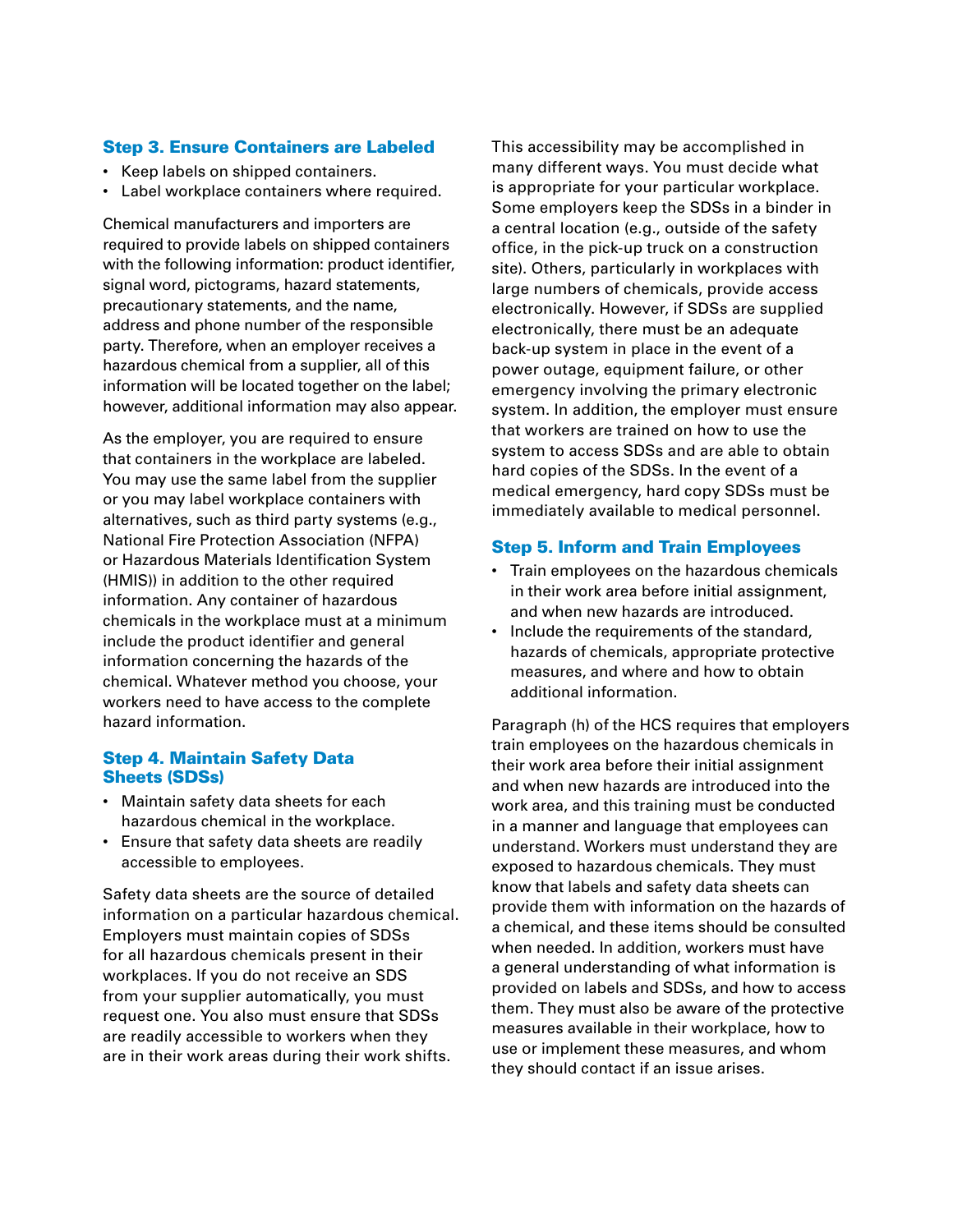## Step 3. Ensure Containers are Labeled

- Keep labels on shipped containers.
- Label workplace containers where required.

Chemical manufacturers and importers are required to provide labels on shipped containers with the following information: product identifier, signal word, pictograms, hazard statements, precautionary statements, and the name, address and phone number of the responsible party. Therefore, when an employer receives a hazardous chemical from a supplier, all of this information will be located together on the label; however, additional information may also appear.

As the employer, you are required to ensure that containers in the workplace are labeled. You may use the same label from the supplier or you may label workplace containers with alternatives, such as third party systems (e.g., National Fire Protection Association (NFPA) or Hazardous Materials Identification System (HMIS)) in addition to the other required information. Any container of hazardous chemicals in the workplace must at a minimum include the product identifier and general information concerning the hazards of the chemical. Whatever method you choose, your workers need to have access to the complete hazard information.

## Step 4. Maintain Safety Data Sheets (SDSs)

- Maintain safety data sheets for each hazardous chemical in the workplace.
- Ensure that safety data sheets are readily accessible to employees.

Safety data sheets are the source of detailed information on a particular hazardous chemical. Employers must maintain copies of SDSs for all hazardous chemicals present in their workplaces. If you do not receive an SDS from your supplier automatically, you must request one. You also must ensure that SDSs are readily accessible to workers when they are in their work areas during their work shifts.

This accessibility may be accomplished in many different ways. You must decide what is appropriate for your particular workplace. Some employers keep the SDSs in a binder in a central location (e.g., outside of the safety office, in the pick-up truck on a construction site). Others, particularly in workplaces with large numbers of chemicals, provide access electronically. However, if SDSs are supplied electronically, there must be an adequate back-up system in place in the event of a power outage, equipment failure, or other emergency involving the primary electronic system. In addition, the employer must ensure that workers are trained on how to use the system to access SDSs and are able to obtain hard copies of the SDSs. In the event of a medical emergency, hard copy SDSs must be immediately available to medical personnel.

## Step 5. Inform and Train Employees

- Train employees on the hazardous chemicals in their work area before initial assignment, and when new hazards are introduced.
- Include the requirements of the standard, hazards of chemicals, appropriate protective measures, and where and how to obtain additional information.

Paragraph (h) of the HCS requires that employers train employees on the hazardous chemicals in their work area before their initial assignment and when new hazards are introduced into the work area, and this training must be conducted in a manner and language that employees can understand. Workers must understand they are exposed to hazardous chemicals. They must know that labels and safety data sheets can provide them with information on the hazards of a chemical, and these items should be consulted when needed. In addition, workers must have a general understanding of what information is provided on labels and SDSs, and how to access them. They must also be aware of the protective measures available in their workplace, how to use or implement these measures, and whom they should contact if an issue arises.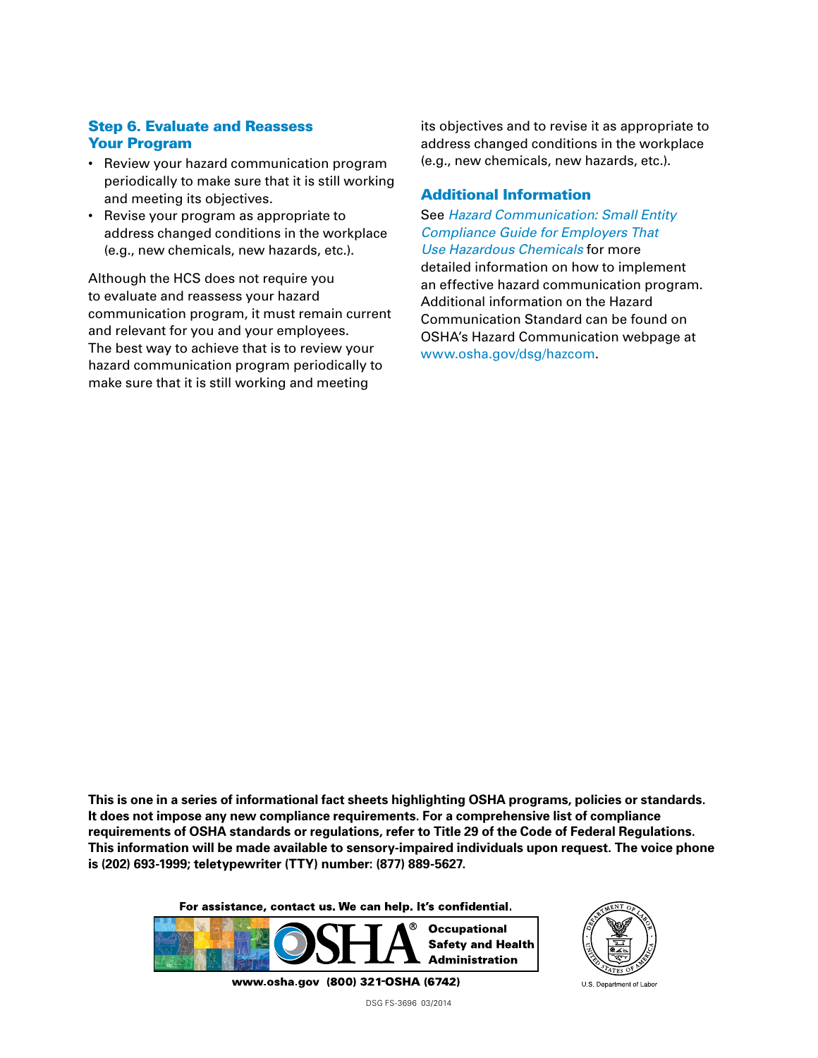## Step 6. Evaluate and Reassess Your Program

- Review your hazard communication program periodically to make sure that it is still working and meeting its objectives.
- Revise your program as appropriate to address changed conditions in the workplace (e.g., new chemicals, new hazards, etc.).

Although the HCS does not require you to evaluate and reassess your hazard communication program, it must remain current and relevant for you and your employees. The best way to achieve that is to review your hazard communication program periodically to make sure that it is still working and meeting its objectives and to revise it as appropriate to address changed conditions in the workplace (e.g., new chemicals, new hazards, etc.).

## Additional Information

See *Hazard Communication: Small Entity Compliance Guide for Employers That Use Hazardous Chemicals* for more detailed information on how to implement an effective hazard communication program. Additional information on the Hazard Communication Standard can be found on OSHA's Hazard Communication webpage at www.osha.gov/dsg/hazcom.

**This is one in a series of informational fact sheets highlighting OSHA programs, policies or standards. It does not impose any new compliance requirements. For a comprehensive list of compliance requirements of OSHA standards or regulations, refer to Title 29 of the Code of Federal Regulations. This information will be made available to sensory-impaired individuals upon request. The voice phone is (202) 693-1999; teletypewriter (TTY) number: (877) 889-5627.**

**For assistance, contact us. We can help. It's confidential.**

OSHA® **Occupational Safety and Health Administration**

**www.osha.gov (800) 321-OSHA (6742)**

U.S. Department of Labor

DSG FS-3696 03/2014